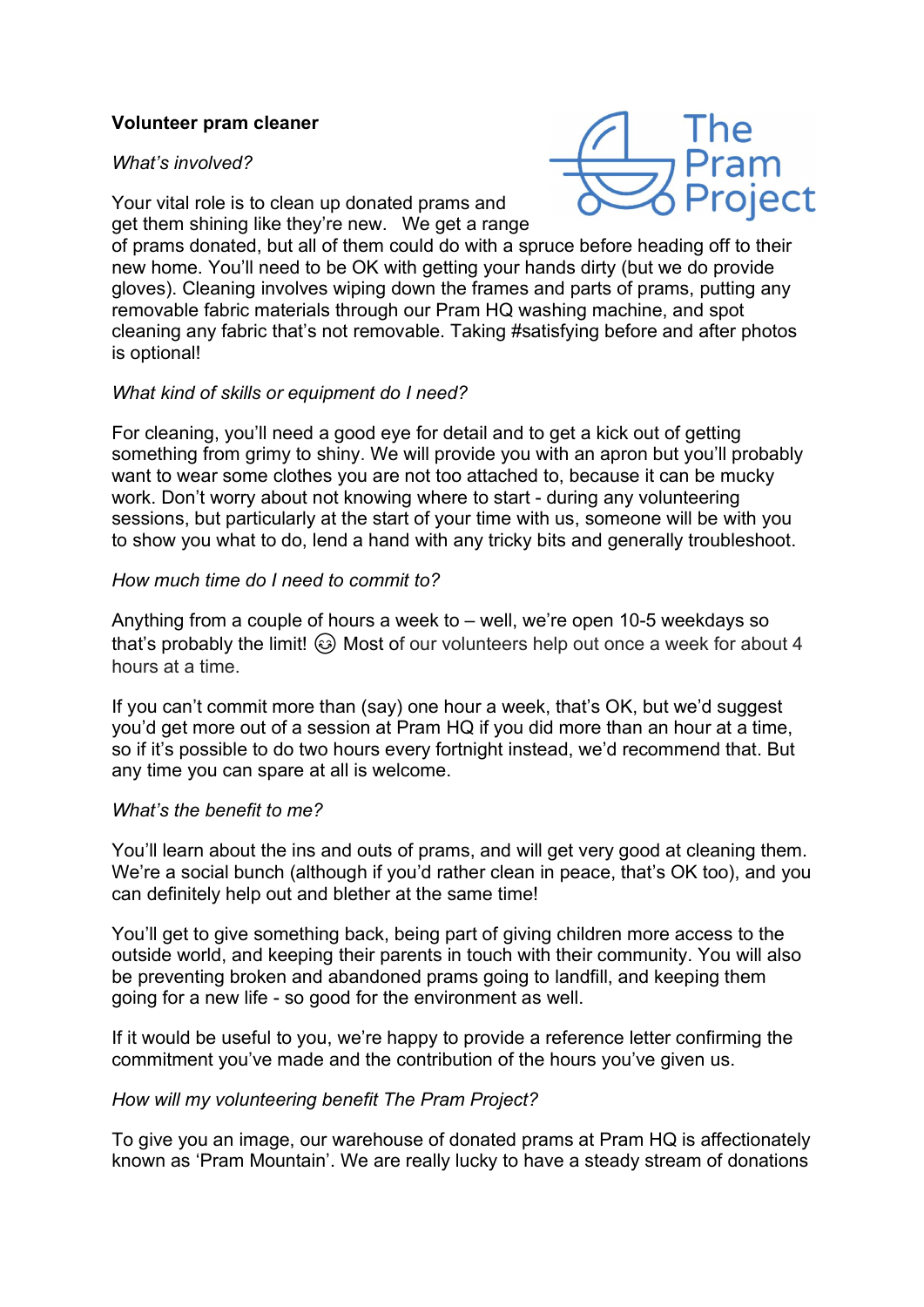**Volunteer pram cleaner**

*What's involved?*

Your vital role is to clean up donated prams and get them shining like they're new. We get a range of prams donated, but all of them could do with a spruce before heading off to their new home. You'll need to be OK with getting your hands dirty (but we do provide gloves). Cleaning involves wiping down the frames and parts of prams, putting any removable fabric materials through our Pram HQ washing machine, and spot cleaning any fabric that's not removable. Taking #satisfying before and after photos is optional!

*What kind of skills or equipment do I need?*

For cleaning, you'll need a good eye for detail and to get a kick out of getting something from grimy to shiny. We will provide you with an apron but you'll probably want to wear some clothes you are not too attached to, because it can be mucky work. Don't worry about not knowing where to start - during any volunteering sessions, but particularly at the start of your time with us, someone will be with you to show you what to do, lend a hand with any tricky bits and generally troubleshoot.

*How much time do I need to commit to?*

Anything from a couple of hours a week to – well, we're open 10-5 weekdays so that's probably the limit! 😉 Most of our volunteers help out once a week for about 4 hours at a time.

If you can't commit more than (say) one hour a week, that's OK, but we'd suggest you'd get more out of a session at Pram HQ if you did more than an hour at a time, so if it's possible to do two hours every fortnight instead, we'd recommend that. But any time you can spare at all is welcome.

*What's the benefit to me?*

You'll learn about the ins and outs of prams, and will get very good at cleaning them. We're a social bunch (although if you'd rather clean in peace, that's OK too), and you can definitely help out and blether at the same time!

You'll get to give something back, being part of giving children more access to the outside world, and keeping their parents in touch with their community. You will also be preventing broken and abandoned prams going to landfill, and keeping them going for a new life - so good for the environment as well.

If it would be useful to you, we're happy to provide a reference letter confirming the commitment you've made and the contribution of the hours you've given us.

*How will my volunteering benefit The Pram Project?*

To give you an image, our warehouse of donated prams at Pram HQ is affectionately known as 'Pram Mountain'. We are really lucky to have a steady stream of donations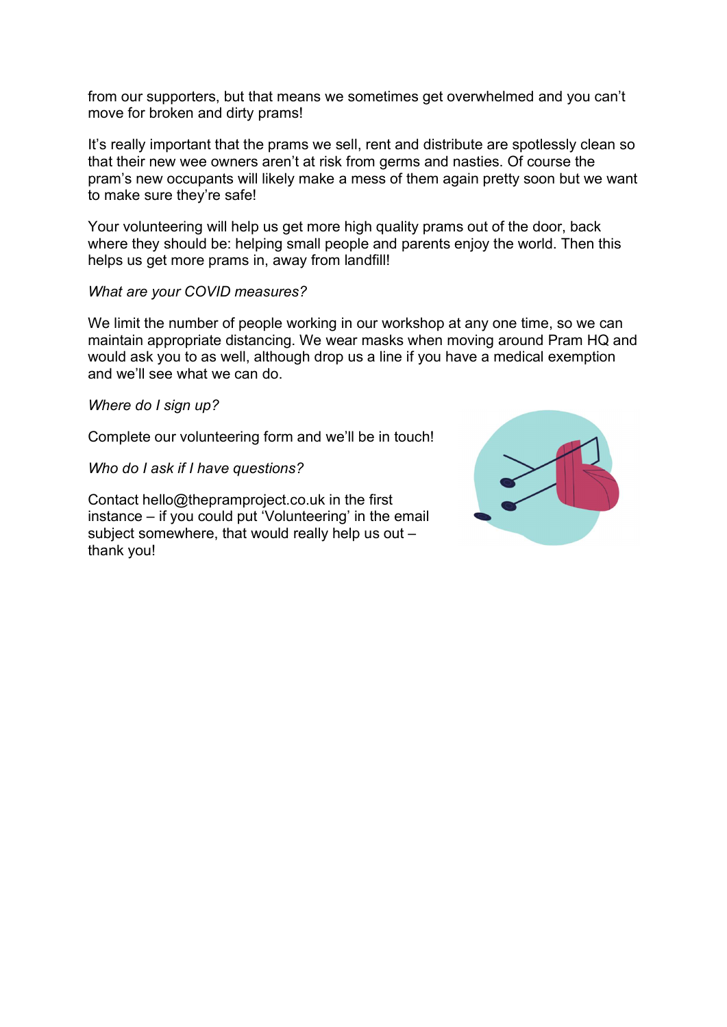from our supporters, but that means we sometimes get overwhelmed and you can't move for broken and dirty prams!

It's really important that the prams we sell, rent and distribute are spotlessly clean so that their new wee owners aren't at risk from germs and nasties. Of course the pram's new occupants will likely make a mess of them again pretty soon but we want to make sure they're safe!

Your volunteering will help us get more high quality prams out of the door, back where they should be: helping small people and parents enjoy the world. Then this helps us get more prams in, away from landfill!

*What are your COVID measures?*

We limit the number of people working in our workshop at any one time, so we can maintain appropriate distancing. We wear masks when moving around Pram HQ and would ask you to as well, although drop us a line if you have a medical exemption and we'll see what we can do.

*Where do I sign up?*

Complete our volunteering form and we'll be in touch!

*Who do I ask if I have questions?*

Contact hello@thepramproject.co.uk in the first instance – if you could put 'Volunteering' in the email subject somewhere, that would really help us out – thank you!